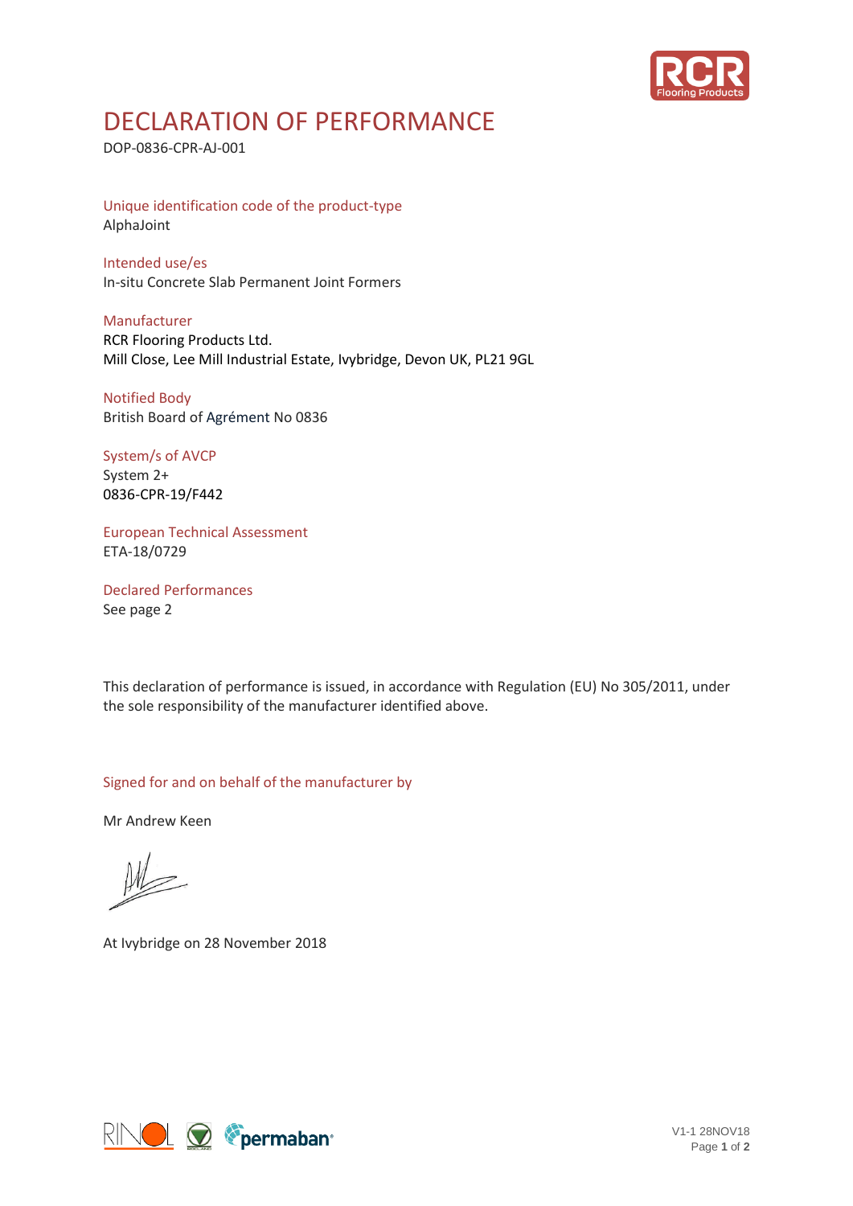# DECLARATION OF PERFORMANCE

DOP-0836-CPR-AJ-001

## Unique identification code of the product-type

AlphaJoint

## Intended use/es

In-situ Concrete Slab Permanent Joint Formers

## Manufacturer

RCR Flooring Products Ltd.
Mill Close, Lee Mill Industrial Estate, Ivybridge, Devon UK, PL21 9GL

## Notified Body

British Board of Agrément No 0836

## System/s of AVCP

System 2+
0836-CPR-19/F442

## European Technical Assessment

ETA-18/0729

## Declared Performances

See page 2

This declaration of performance is issued, in accordance with Regulation (EU) No 305/2011, under the sole responsibility of the manufacturer identified above.

## Signed for and on behalf of the manufacturer by

Mr Andrew Keen

At Ivybridge on 28 November 2018

V1-1 28NOV18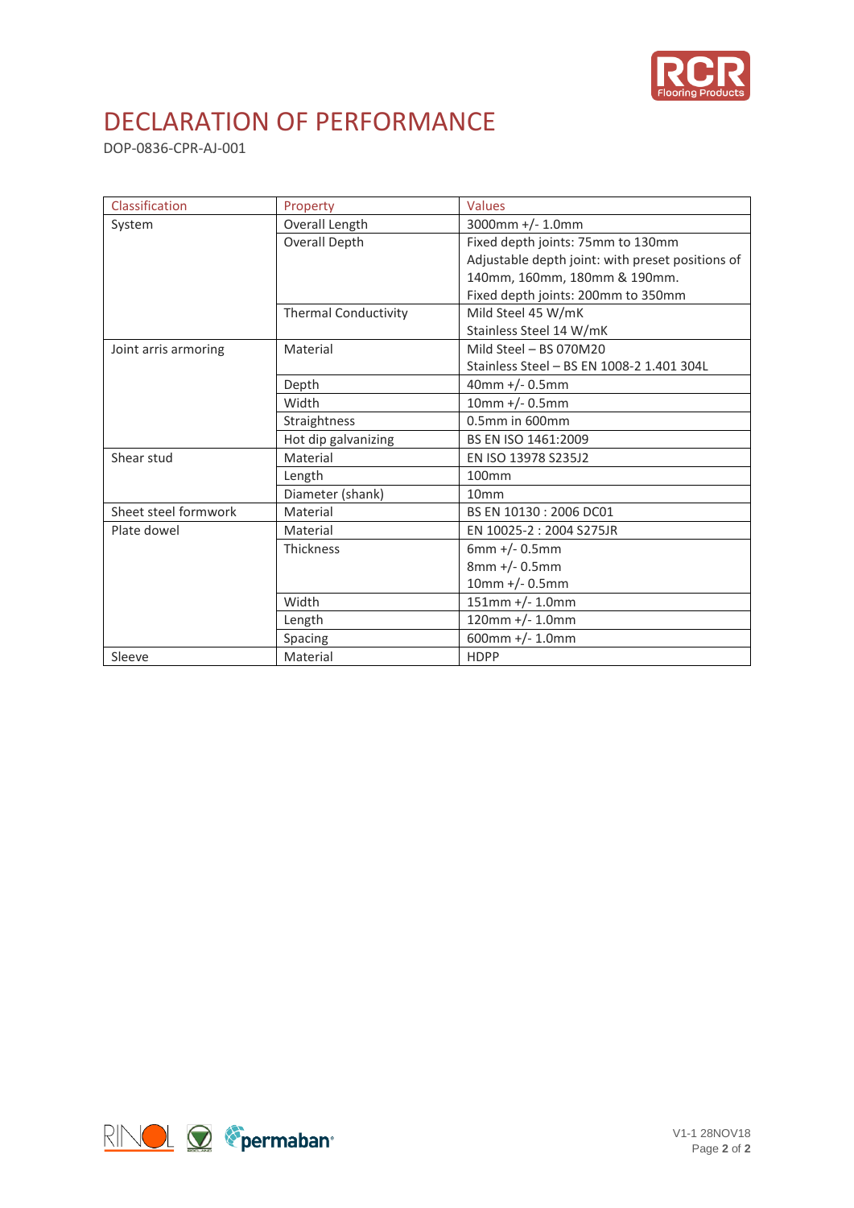# DECLARATION OF PERFORMANCE

DOP-0836-CPR-AJ-001

| Classification | Property | Values |
|---|---|---|
| System | Overall Length | 3000mm +/- 1.0mm |
| | Overall Depth | Fixed depth joints: 75mm to 130mm<br>Adjustable depth joint: with preset positions of 140mm, 160mm, 180mm & 190mm.<br>Fixed depth joints: 200mm to 350mm |
| | Thermal Conductivity | Mild Steel 45 W/mK<br>Stainless Steel 14 W/mK |
| Joint arris armoring | Material | Mild Steel – BS 070M20<br>Stainless Steel – BS EN 1008-2 1.401 304L |
| | Depth | 40mm +/- 0.5mm |
| | Width | 10mm +/- 0.5mm |
| | Straightness | 0.5mm in 600mm |
| | Hot dip galvanizing | BS EN ISO 1461:2009 |
| Shear stud | Material | EN ISO 13978 S235J2 |
| | Length | 100mm |
| | Diameter (shank) | 10mm |
| Sheet steel formwork | Material | BS EN 10130 : 2006 DC01 |
| Plate dowel | Material | EN 10025-2 : 2004 S275JR |
| | Thickness | 6mm +/- 0.5mm<br>8mm +/- 0.5mm<br>10mm +/- 0.5mm |
| | Width | 151mm +/- 1.0mm |
| | Length | 120mm +/- 1.0mm |
| | Spacing | 600mm +/- 1.0mm |
| Sleeve | Material | HDPP |

V1-1 28NOV18